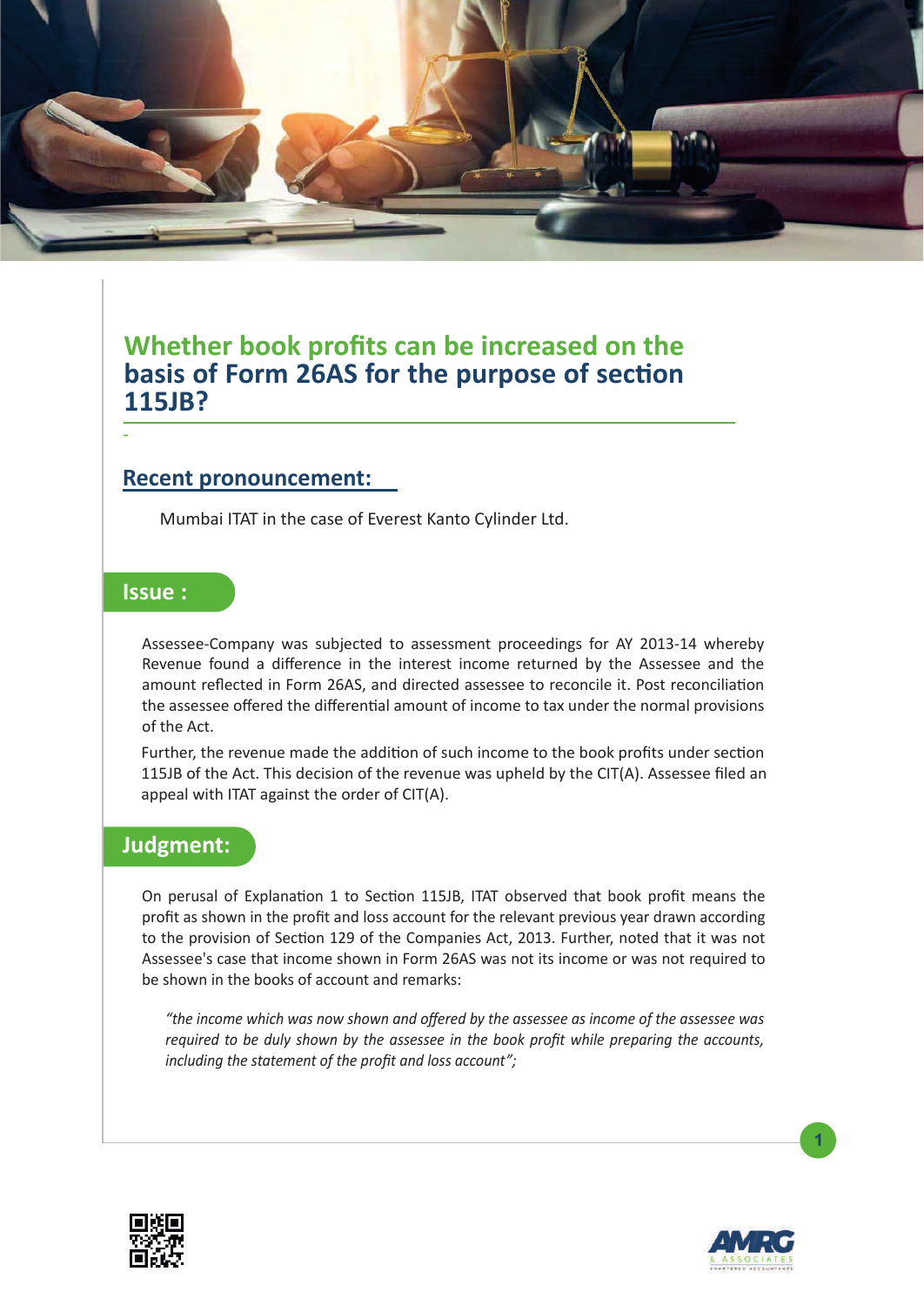# Whether book profits can be increased on the basis of Form 26AS for the purpose of section 115JB?

## Recent pronouncement:

Mumbai ITAT in the case of Everest Kanto Cylinder Ltd.

## Issue :

Assessee-Company was subjected to assessment proceedings for AY 2013-14 whereby Revenue found a difference in the interest income returned by the Assessee and the amount reflected in Form 26AS, and directed assessee to reconcile it. Post reconciliation the assessee offered the differential amount of income to tax under the normal provisions of the Act.

Further, the revenue made the addition of such income to the book profits under section 115JB of the Act. This decision of the revenue was upheld by the CIT(A). Assessee filed an appeal with ITAT against the order of CIT(A).

## Judgment:

On perusal of Explanation 1 to Section 115JB, ITAT observed that book profit means the profit as shown in the profit and loss account for the relevant previous year drawn according to the provision of Section 129 of the Companies Act, 2013. Further, noted that it was not Assessee's case that income shown in Form 26AS was not its income or was not required to be shown in the books of account and remarks:

> *"the income which was now shown and offered by the assessee as income of the assessee was required to be duly shown by the assessee in the book profit while preparing the accounts, including the statement of the profit and loss account";*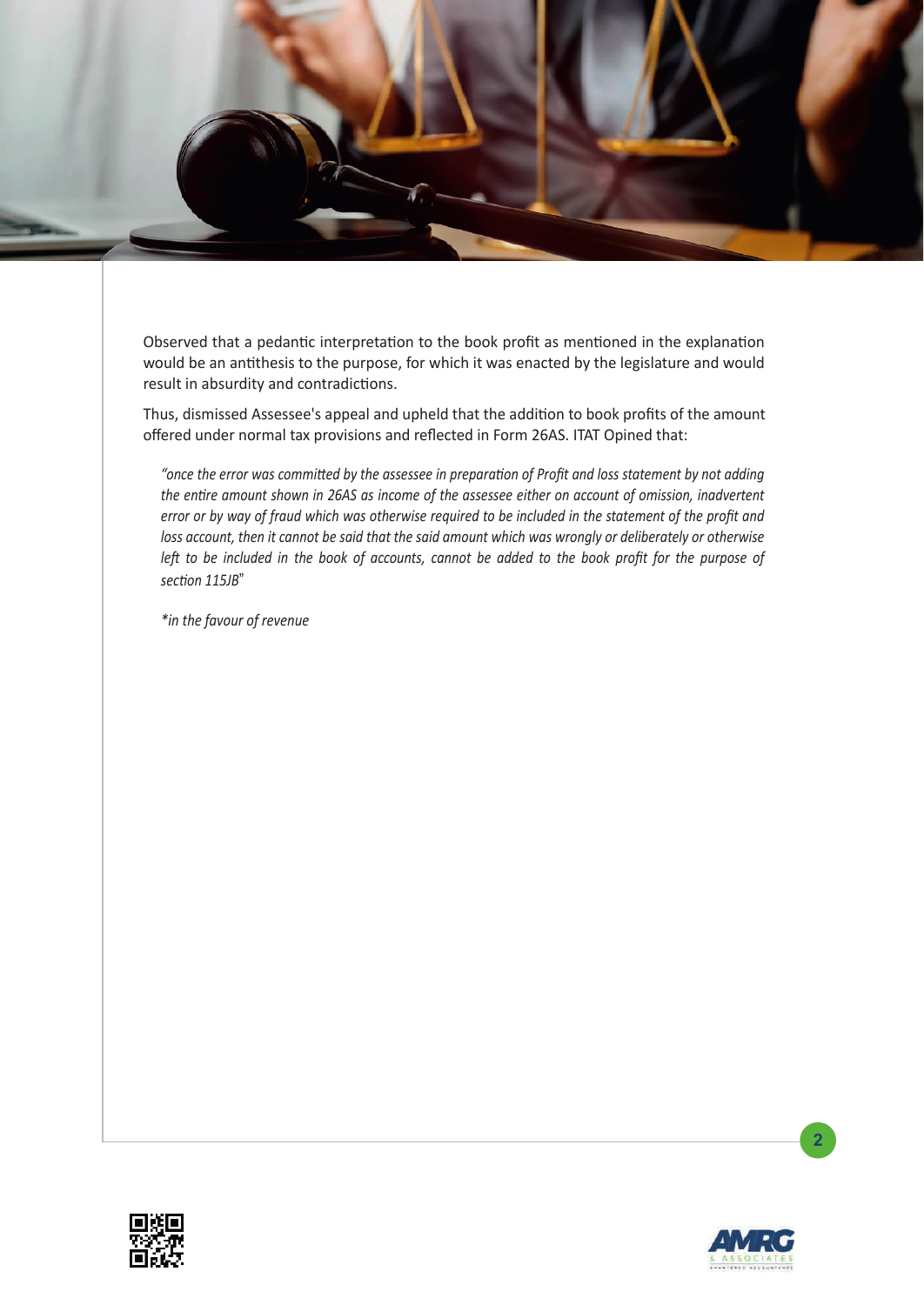Observed that a pedantic interpretation to the book profit as mentioned in the explanation would be an antithesis to the purpose, for which it was enacted by the legislature and would result in absurdity and contradictions.

Thus, dismissed Assessee's appeal and upheld that the addition to book profits of the amount offered under normal tax provisions and reflected in Form 26AS. ITAT Opined that:

> *"once the error was committed by the assessee in preparation of Profit and loss statement by not adding the entire amount shown in 26AS as income of the assessee either on account of omission, inadvertent error or by way of fraud which was otherwise required to be included in the statement of the profit and loss account, then it cannot be said that the said amount which was wrongly or deliberately or otherwise left to be included in the book of accounts, cannot be added to the book profit for the purpose of section 115JB"*
>
> *in the favour of revenue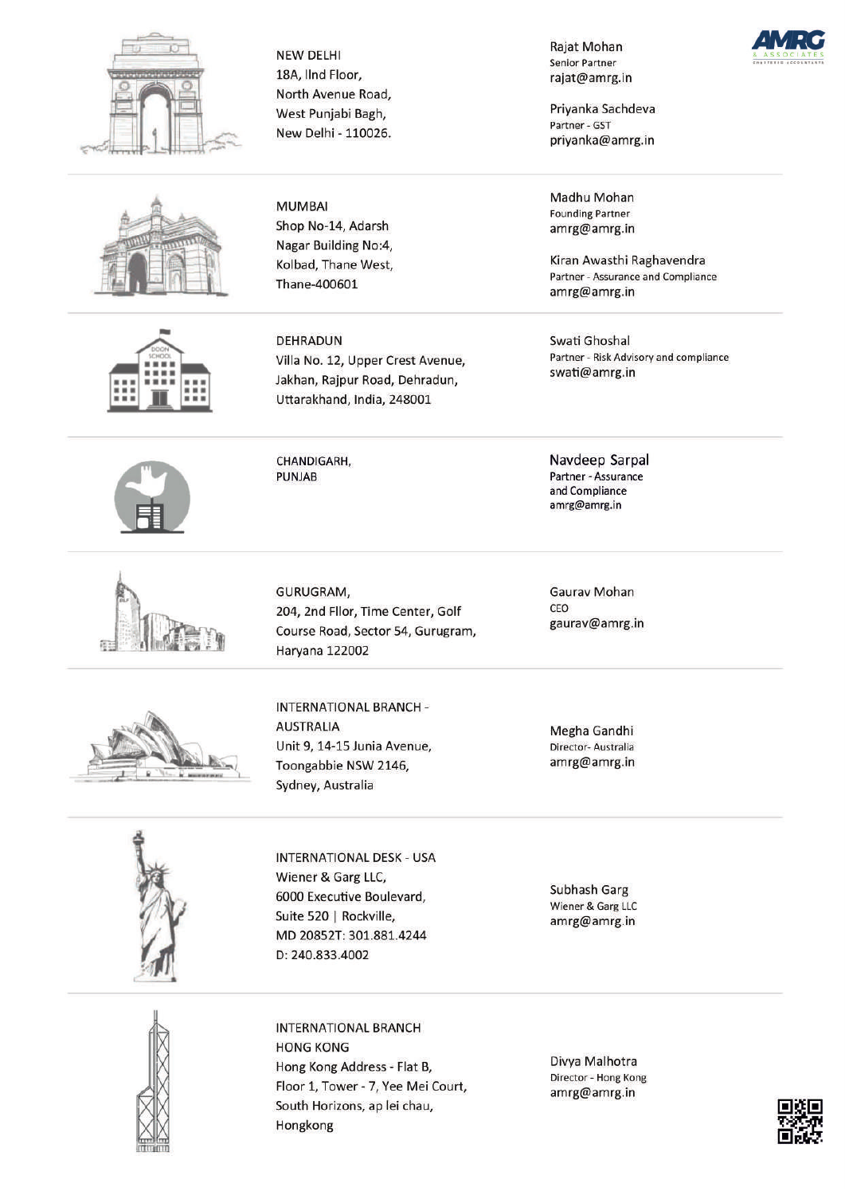NEW DELHI
18A, IInd Floor,
North Avenue Road,
West Punjabi Bagh,
New Delhi - 110026.

Rajat Mohan
Senior Partner
rajat@amrg.in

Priyanka Sachdeva
Partner - GST
priyanka@amrg.in

---

MUMBAI
Shop No-14, Adarsh
Nagar Building No:4,
Kolbad, Thane West,
Thane-400601

Madhu Mohan
Founding Partner
amrg@amrg.in

Kiran Awasthi Raghavendra
Partner - Assurance and Compliance
amrg@amrg.in

---

DEHRADUN
Villa No. 12, Upper Crest Avenue,
Jakhan, Rajpur Road, Dehradun,
Uttarakhand, India, 248001

Swati Ghoshal
Partner - Risk Advisory and compliance
swati@amrg.in

---

CHANDIGARH,
PUNJAB

Navdeep Sarpal
Partner - Assurance and Compliance
amrg@amrg.in

---

GURUGRAM,
204, 2nd Fllor, Time Center, Golf
Course Road, Sector 54, Gurugram,
Haryana 122002

Gaurav Mohan
CEO
gaurav@amrg.in

---

INTERNATIONAL BRANCH - AUSTRALIA
Unit 9, 14-15 Junia Avenue,
Toongabbie NSW 2146,
Sydney, Australia

Megha Gandhi
Director- Australia
amrg@amrg.in

---

INTERNATIONAL DESK - USA
Wiener & Garg LLC,
6000 Executive Boulevard,
Suite 520 | Rockville,
MD 20852T: 301.881.4244
D: 240.833.4002

Subhash Garg
Wiener & Garg LLC
amrg@amrg.in

---

INTERNATIONAL BRANCH
HONG KONG
Hong Kong Address - Flat B,
Floor 1, Tower - 7, Yee Mei Court,
South Horizons, ap lei chau,
Hongkong

Divya Malhotra
Director - Hong Kong
amrg@amrg.in